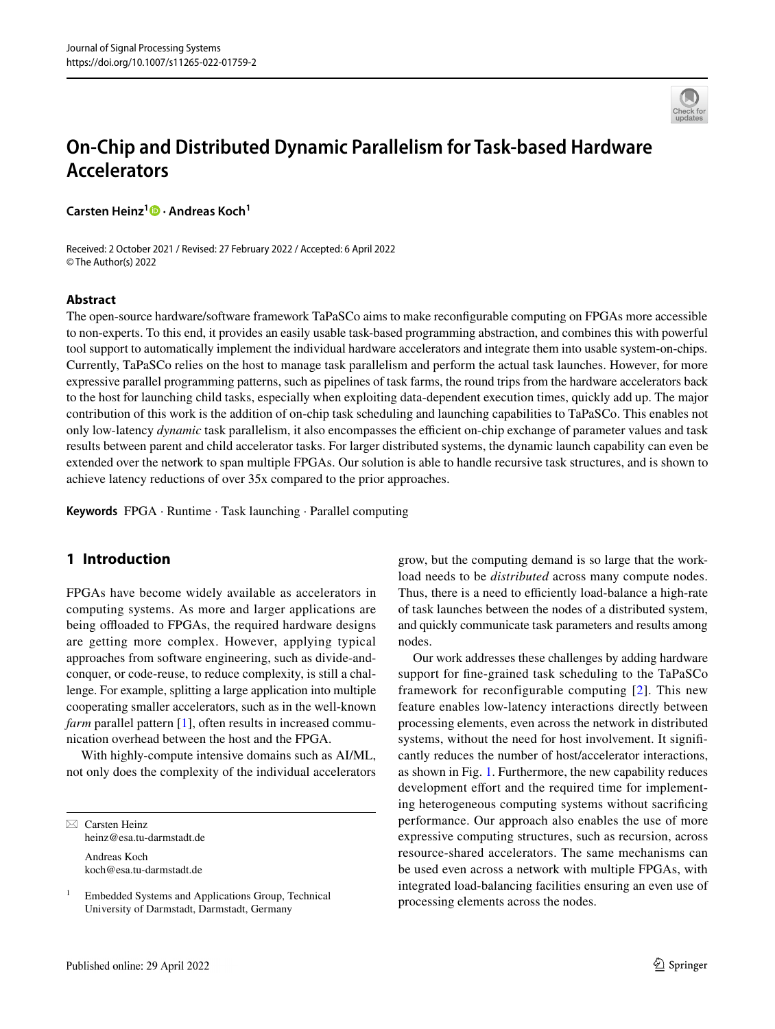# On-Chip and Distributed Dynamic Parallelism for Task-based Hardware Accelerators

**Carsten Heinz[1] · Andreas Koch[1]**

Received: 2 October 2021 / Revised: 27 February 2022 / Accepted: 6 April 2022
© The Author(s) 2022

## Abstract

The open-source hardware/software framework TaPaSCo aims to make reconfigurable computing on FPGAs more accessible to non-experts. To this end, it provides an easily usable task-based programming abstraction, and combines this with powerful tool support to automatically implement the individual hardware accelerators and integrate them into usable system-on-chips. Currently, TaPaSCo relies on the host to manage task parallelism and perform the actual task launches. However, for more expressive parallel programming patterns, such as pipelines of task farms, the round trips from the hardware accelerators back to the host for launching child tasks, especially when exploiting data-dependent execution times, quickly add up. The major contribution of this work is the addition of on-chip task scheduling and launching capabilities to TaPaSCo. This enables not only low-latency *dynamic* task parallelism, it also encompasses the efficient on-chip exchange of parameter values and task results between parent and child accelerator tasks. For larger distributed systems, the dynamic launch capability can even be extended over the network to span multiple FPGAs. Our solution is able to handle recursive task structures, and is shown to achieve latency reductions of over 35x compared to the prior approaches.

**Keywords** FPGA · Runtime · Task launching · Parallel computing

## 1 Introduction

FPGAs have become widely available as accelerators in computing systems. As more and larger applications are being offloaded to FPGAs, the required hardware designs are getting more complex. However, applying typical approaches from software engineering, such as divide-and-conquer, or code-reuse, to reduce complexity, is still a challenge. For example, splitting a large application into multiple cooperating smaller accelerators, such as in the well-known *farm* parallel pattern [1], often results in increased communication overhead between the host and the FPGA.

With highly-compute intensive domains such as AI/ML, not only does the complexity of the individual accelerators grow, but the computing demand is so large that the workload needs to be *distributed* across many compute nodes. Thus, there is a need to efficiently load-balance a high-rate of task launches between the nodes of a distributed system, and quickly communicate task parameters and results among nodes.

Our work addresses these challenges by adding hardware support for fine-grained task scheduling to the TaPaSCo framework for reconfigurable computing [2]. This new feature enables low-latency interactions directly between processing elements, even across the network in distributed systems, without the need for host involvement. It significantly reduces the number of host/accelerator interactions, as shown in Fig. 1. Furthermore, the new capability reduces development effort and the required time for implementing heterogeneous computing systems without sacrificing performance. Our approach also enables the use of more expressive computing structures, such as recursion, across resource-shared accelerators. The same mechanisms can be used even across a network with multiple FPGAs, with integrated load-balancing facilities ensuring an even use of processing elements across the nodes.

---

✉ Carsten Heinz
heinz@esa.tu-darmstadt.de

Andreas Koch
koch@esa.tu-darmstadt.de

[1] Embedded Systems and Applications Group, Technical University of Darmstadt, Darmstadt, Germany

Published online: 29 April 2022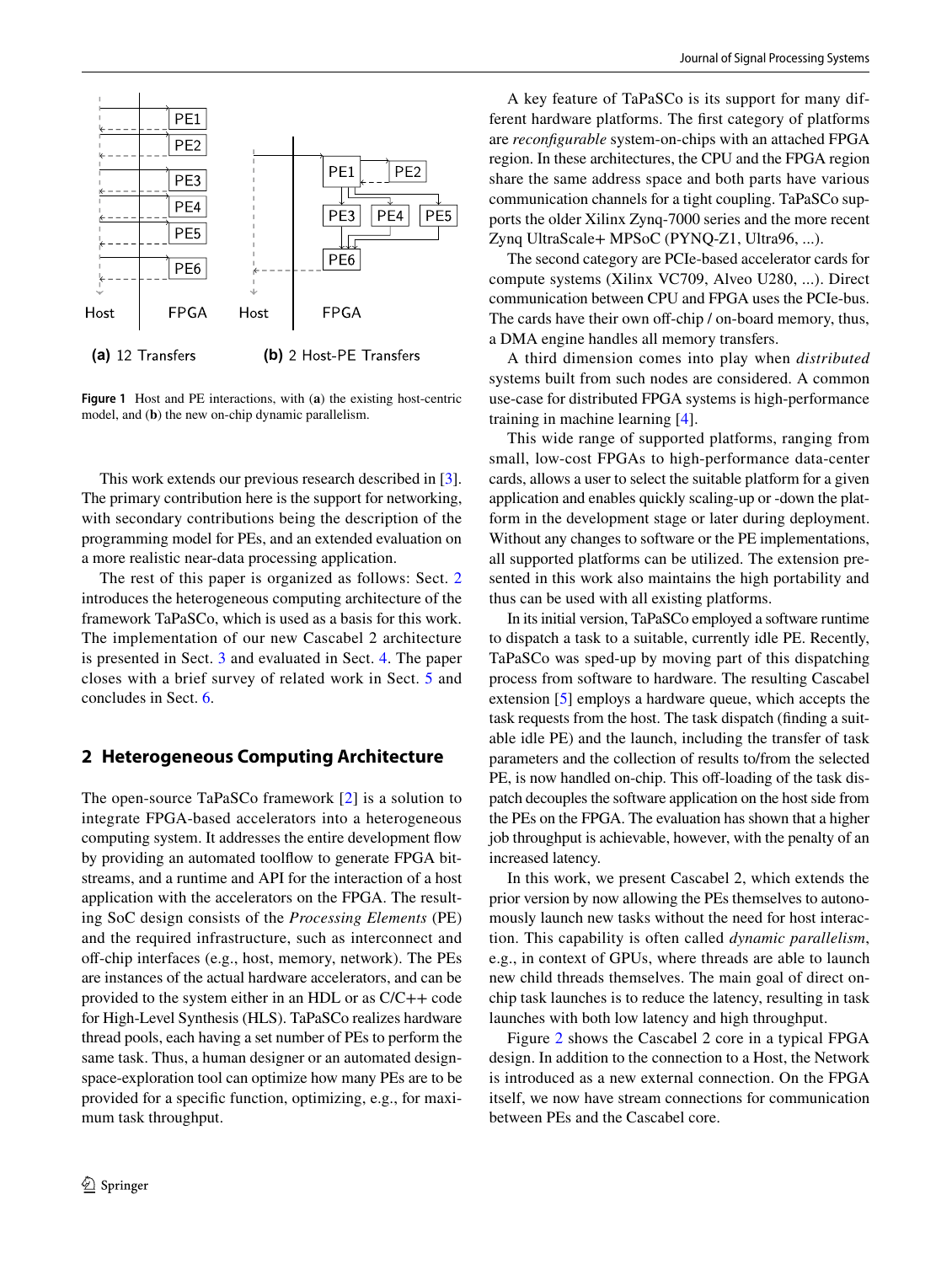Host FPGA

PE1 PE2 PE3 PE4 PE5 PE6

Host FPGA

PE1 PE2 PE3 PE4 PE5 PE6

**(a)** 12 Transfers

**(b)** 2 Host-PE Transfers

**Figure 1** Host and PE interactions, with (**a**) the existing host-centric model, and (**b**) the new on-chip dynamic parallelism.

This work extends our previous research described in [3]. The primary contribution here is the support for networking, with secondary contributions being the description of the programming model for PEs, and an extended evaluation on a more realistic near-data processing application.

The rest of this paper is organized as follows: Sect. 2 introduces the heterogeneous computing architecture of the framework TaPaSCo, which is used as a basis for this work. The implementation of our new Cascabel 2 architecture is presented in Sect. 3 and evaluated in Sect. 4. The paper closes with a brief survey of related work in Sect. 5 and concludes in Sect. 6.

## 2 Heterogeneous Computing Architecture

The open-source TaPaSCo framework [2] is a solution to integrate FPGA-based accelerators into a heterogeneous computing system. It addresses the entire development flow by providing an automated toolflow to generate FPGA bitstreams, and a runtime and API for the interaction of a host application with the accelerators on the FPGA. The resulting SoC design consists of the *Processing Elements* (PE) and the required infrastructure, such as interconnect and off-chip interfaces (e.g., host, memory, network). The PEs are instances of the actual hardware accelerators, and can be provided to the system either in an HDL or as C/C++ code for High-Level Synthesis (HLS). TaPaSCo realizes hardware thread pools, each having a set number of PEs to perform the same task. Thus, a human designer or an automated design-space-exploration tool can optimize how many PEs are to be provided for a specific function, optimizing, e.g., for maximum task throughput.

A key feature of TaPaSCo is its support for many different hardware platforms. The first category of platforms are *reconfigurable* system-on-chips with an attached FPGA region. In these architectures, the CPU and the FPGA region share the same address space and both parts have various communication channels for a tight coupling. TaPaSCo supports the older Xilinx Zynq-7000 series and the more recent Zynq UltraScale+ MPSoC (PYNQ-Z1, Ultra96, ...).

The second category are PCIe-based accelerator cards for compute systems (Xilinx VC709, Alveo U280, ...). Direct communication between CPU and FPGA uses the PCIe-bus. The cards have their own off-chip / on-board memory, thus, a DMA engine handles all memory transfers.

A third dimension comes into play when *distributed* systems built from such nodes are considered. A common use-case for distributed FPGA systems is high-performance training in machine learning [4].

This wide range of supported platforms, ranging from small, low-cost FPGAs to high-performance data-center cards, allows a user to select the suitable platform for a given application and enables quickly scaling-up or -down the platform in the development stage or later during deployment. Without any changes to software or the PE implementations, all supported platforms can be utilized. The extension presented in this work also maintains the high portability and thus can be used with all existing platforms.

In its initial version, TaPaSCo employed a software runtime to dispatch a task to a suitable, currently idle PE. Recently, TaPaSCo was sped-up by moving part of this dispatching process from software to hardware. The resulting Cascabel extension [5] employs a hardware queue, which accepts the task requests from the host. The task dispatch (finding a suitable idle PE) and the launch, including the transfer of task parameters and the collection of results to/from the selected PE, is now handled on-chip. This off-loading of the task dispatch decouples the software application on the host side from the PEs on the FPGA. The evaluation has shown that a higher job throughput is achievable, however, with the penalty of an increased latency.

In this work, we present Cascabel 2, which extends the prior version by now allowing the PEs themselves to autonomously launch new tasks without the need for host interaction. This capability is often called *dynamic parallelism*, e.g., in context of GPUs, where threads are able to launch new child threads themselves. The main goal of direct on-chip task launches is to reduce the latency, resulting in task launches with both low latency and high throughput.

Figure 2 shows the Cascabel 2 core in a typical FPGA design. In addition to the connection to a Host, the Network is introduced as a new external connection. On the FPGA itself, we now have stream connections for communication between PEs and the Cascabel core.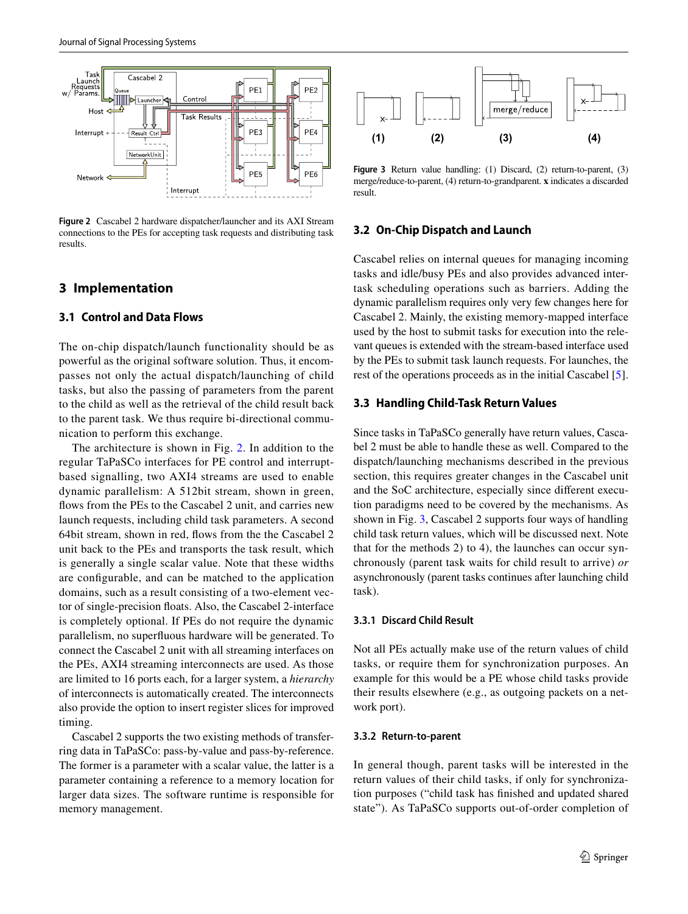**Figure 2** Cascabel 2 hardware dispatcher/launcher and its AXI Stream connections to the PEs for accepting task requests and distributing task results.

## 3 Implementation

### 3.1 Control and Data Flows

The on-chip dispatch/launch functionality should be as powerful as the original software solution. Thus, it encompasses not only the actual dispatch/launching of child tasks, but also the passing of parameters from the parent to the child as well as the retrieval of the child result back to the parent task. We thus require bi-directional communication to perform this exchange.

The architecture is shown in Fig. 2. In addition to the regular TaPaSCo interfaces for PE control and interrupt-based signalling, two AXI4 streams are used to enable dynamic parallelism: A 512bit stream, shown in green, flows from the PEs to the Cascabel 2 unit, and carries new launch requests, including child task parameters. A second 64bit stream, shown in red, flows from the the Cascabel 2 unit back to the PEs and transports the task result, which is generally a single scalar value. Note that these widths are configurable, and can be matched to the application domains, such as a result consisting of a two-element vector of single-precision floats. Also, the Cascabel 2-interface is completely optional. If PEs do not require the dynamic parallelism, no superfluous hardware will be generated. To connect the Cascabel 2 unit with all streaming interfaces on the PEs, AXI4 streaming interconnects are used. As those are limited to 16 ports each, for a larger system, a *hierarchy* of interconnects is automatically created. The interconnects also provide the option to insert register slices for improved timing.

Cascabel 2 supports the two existing methods of transferring data in TaPaSCo: pass-by-value and pass-by-reference. The former is a parameter with a scalar value, the latter is a parameter containing a reference to a memory location for larger data sizes. The software runtime is responsible for memory management.

**Figure 3** Return value handling: (1) Discard, (2) return-to-parent, (3) merge/reduce-to-parent, (4) return-to-grandparent. **x** indicates a discarded result.

### 3.2 On-Chip Dispatch and Launch

Cascabel relies on internal queues for managing incoming tasks and idle/busy PEs and also provides advanced inter-task scheduling operations such as barriers. Adding the dynamic parallelism requires only very few changes here for Cascabel 2. Mainly, the existing memory-mapped interface used by the host to submit tasks for execution into the relevant queues is extended with the stream-based interface used by the PEs to submit task launch requests. For launches, the rest of the operations proceeds as in the initial Cascabel [5].

### 3.3 Handling Child-Task Return Values

Since tasks in TaPaSCo generally have return values, Cascabel 2 must be able to handle these as well. Compared to the dispatch/launching mechanisms described in the previous section, this requires greater changes in the Cascabel unit and the SoC architecture, especially since different execution paradigms need to be covered by the mechanisms. As shown in Fig. 3, Cascabel 2 supports four ways of handling child task return values, which will be discussed next. Note that for the methods 2) to 4), the launches can occur synchronously (parent task waits for child result to arrive) *or* asynchronously (parent tasks continues after launching child task).

#### 3.3.1 Discard Child Result

Not all PEs actually make use of the return values of child tasks, or require them for synchronization purposes. An example for this would be a PE whose child tasks provide their results elsewhere (e.g., as outgoing packets on a network port).

#### 3.3.2 Return-to-parent

In general though, parent tasks will be interested in the return values of their child tasks, if only for synchronization purposes ("child task has finished and updated shared state"). As TaPaSCo supports out-of-order completion of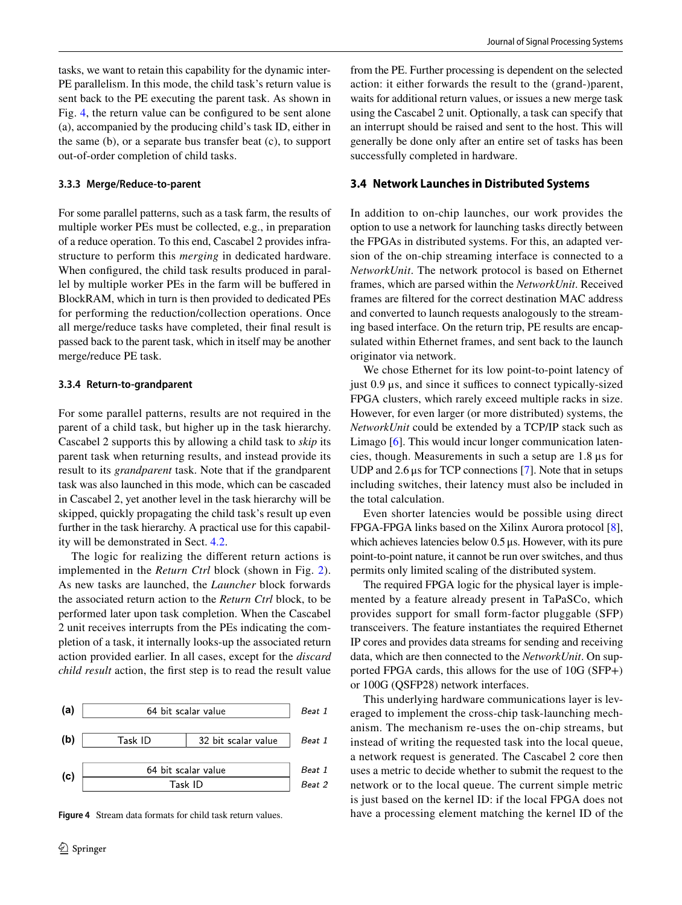tasks, we want to retain this capability for the dynamic inter-PE parallelism. In this mode, the child task's return value is sent back to the PE executing the parent task. As shown in Fig. 4, the return value can be configured to be sent alone (a), accompanied by the producing child's task ID, either in the same (b), or a separate bus transfer beat (c), to support out-of-order completion of child tasks.

#### 3.3.3 Merge/Reduce-to-parent

For some parallel patterns, such as a task farm, the results of multiple worker PEs must be collected, e.g., in preparation of a reduce operation. To this end, Cascabel 2 provides infrastructure to perform this *merging* in dedicated hardware. When configured, the child task results produced in parallel by multiple worker PEs in the farm will be buffered in BlockRAM, which in turn is then provided to dedicated PEs for performing the reduction/collection operations. Once all merge/reduce tasks have completed, their final result is passed back to the parent task, which in itself may be another merge/reduce PE task.

#### 3.3.4 Return-to-grandparent

For some parallel patterns, results are not required in the parent of a child task, but higher up in the task hierarchy. Cascabel 2 supports this by allowing a child task to *skip* its parent task when returning results, and instead provide its result to its *grandparent* task. Note that if the grandparent task was also launched in this mode, which can be cascaded in Cascabel 2, yet another level in the task hierarchy will be skipped, quickly propagating the child task's result up even further in the task hierarchy. A practical use for this capability will be demonstrated in Sect. 4.2.

The logic for realizing the different return actions is implemented in the *Return Ctrl* block (shown in Fig. 2). As new tasks are launched, the *Launcher* block forwards the associated return action to the *Return Ctrl* block, to be performed later upon task completion. When the Cascabel 2 unit receives interrupts from the PEs indicating the completion of a task, it internally looks-up the associated return action provided earlier. In all cases, except for the *discard child result* action, the first step is to read the result value from the PE. Further processing is dependent on the selected action: it either forwards the result to the (grand-)parent, waits for additional return values, or issues a new merge task using the Cascabel 2 unit. Optionally, a task can specify that an interrupt should be raised and sent to the host. This will generally be done only after an entire set of tasks has been successfully completed in hardware.

| | | | |
|---|---|---|---|
| **(a)** | 64 bit scalar value | | *Beat 1* |
| **(b)** | Task ID | 32 bit scalar value | *Beat 1* |
| **(c)** | 64 bit scalar value | | *Beat 1* |
| | Task ID | | *Beat 2* |

**Figure 4** Stream data formats for child task return values.

### 3.4 Network Launches in Distributed Systems

In addition to on-chip launches, our work provides the option to use a network for launching tasks directly between the FPGAs in distributed systems. For this, an adapted version of the on-chip streaming interface is connected to a *NetworkUnit*. The network protocol is based on Ethernet frames, which are parsed within the *NetworkUnit*. Received frames are filtered for the correct destination MAC address and converted to launch requests analogously to the streaming based interface. On the return trip, PE results are encapsulated within Ethernet frames, and sent back to the launch originator via network.

We chose Ethernet for its low point-to-point latency of just 0.9 µs, and since it suffices to connect typically-sized FPGA clusters, which rarely exceed multiple racks in size. However, for even larger (or more distributed) systems, the *NetworkUnit* could be extended by a TCP/IP stack such as Limago [6]. This would incur longer communication latencies, though. Measurements in such a setup are 1.8 µs for UDP and 2.6 µs for TCP connections [7]. Note that in setups including switches, their latency must also be included in the total calculation.

Even shorter latencies would be possible using direct FPGA-FPGA links based on the Xilinx Aurora protocol [8], which achieves latencies below 0.5 µs. However, with its pure point-to-point nature, it cannot be run over switches, and thus permits only limited scaling of the distributed system.

The required FPGA logic for the physical layer is implemented by a feature already present in TaPaSCo, which provides support for small form-factor pluggable (SFP) transceivers. The feature instantiates the required Ethernet IP cores and provides data streams for sending and receiving data, which are then connected to the *NetworkUnit*. On supported FPGA cards, this allows for the use of 10G (SFP+) or 100G (QSFP28) network interfaces.

This underlying hardware communications layer is leveraged to implement the cross-chip task-launching mechanism. The mechanism re-uses the on-chip streams, but instead of writing the requested task into the local queue, a network request is generated. The Cascabel 2 core then uses a metric to decide whether to submit the request to the network or to the local queue. The current simple metric is just based on the kernel ID: if the local FPGA does not have a processing element matching the kernel ID of the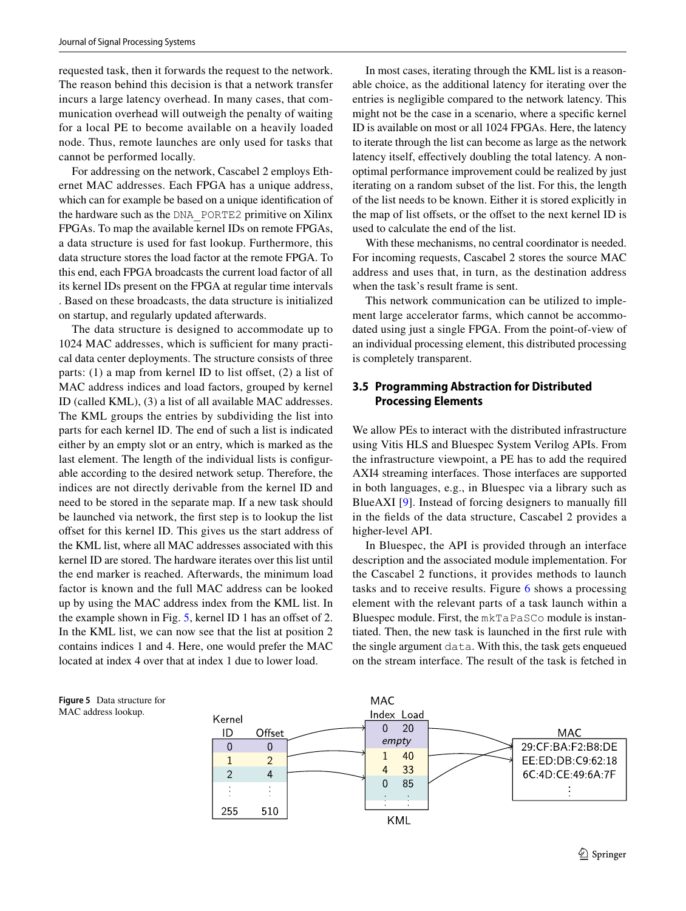requested task, then it forwards the request to the network. The reason behind this decision is that a network transfer incurs a large latency overhead. In many cases, that communication overhead will outweigh the penalty of waiting for a local PE to become available on a heavily loaded node. Thus, remote launches are only used for tasks that cannot be performed locally.

For addressing on the network, Cascabel 2 employs Ethernet MAC addresses. Each FPGA has a unique address, which can for example be based on a unique identification of the hardware such as the `DNA_PORTE2` primitive on Xilinx FPGAs. To map the available kernel IDs on remote FPGAs, a data structure is used for fast lookup. Furthermore, this data structure stores the load factor at the remote FPGA. To this end, each FPGA broadcasts the current load factor of all its kernel IDs present on the FPGA at regular time intervals . Based on these broadcasts, the data structure is initialized on startup, and regularly updated afterwards.

The data structure is designed to accommodate up to 1024 MAC addresses, which is sufficient for many practical data center deployments. The structure consists of three parts: (1) a map from kernel ID to list offset, (2) a list of MAC address indices and load factors, grouped by kernel ID (called KML), (3) a list of all available MAC addresses. The KML groups the entries by subdividing the list into parts for each kernel ID. The end of such a list is indicated either by an empty slot or an entry, which is marked as the last element. The length of the individual lists is configurable according to the desired network setup. Therefore, the indices are not directly derivable from the kernel ID and need to be stored in the separate map. If a new task should be launched via network, the first step is to lookup the list offset for this kernel ID. This gives us the start address of the KML list, where all MAC addresses associated with this kernel ID are stored. The hardware iterates over this list until the end marker is reached. Afterwards, the minimum load factor is known and the full MAC address can be looked up by using the MAC address index from the KML list. In the example shown in Fig. 5, kernel ID 1 has an offset of 2. In the KML list, we can now see that the list at position 2 contains indices 1 and 4. Here, one would prefer the MAC located at index 4 over that at index 1 due to lower load.

In most cases, iterating through the KML list is a reasonable choice, as the additional latency for iterating over the entries is negligible compared to the network latency. This might not be the case in a scenario, where a specific kernel ID is available on most or all 1024 FPGAs. Here, the latency to iterate through the list can become as large as the network latency itself, effectively doubling the total latency. A non-optimal performance improvement could be realized by just iterating on a random subset of the list. For this, the length of the list needs to be known. Either it is stored explicitly in the map of list offsets, or the offset to the next kernel ID is used to calculate the end of the list.

With these mechanisms, no central coordinator is needed. For incoming requests, Cascabel 2 stores the source MAC address and uses that, in turn, as the destination address when the task's result frame is sent.

This network communication can be utilized to implement large accelerator farms, which cannot be accommodated using just a single FPGA. From the point-of-view of an individual processing element, this distributed processing is completely transparent.

### 3.5 Programming Abstraction for Distributed Processing Elements

We allow PEs to interact with the distributed infrastructure using Vitis HLS and Bluespec System Verilog APIs. From the infrastructure viewpoint, a PE has to add the required AXI4 streaming interfaces. Those interfaces are supported in both languages, e.g., in Bluespec via a library such as BlueAXI [9]. Instead of forcing designers to manually fill in the fields of the data structure, Cascabel 2 provides a higher-level API.

In Bluespec, the API is provided through an interface description and the associated module implementation. For the Cascabel 2 functions, it provides methods to launch tasks and to receive results. Figure 6 shows a processing element with the relevant parts of a task launch within a Bluespec module. First, the `mkTaPaSCo` module is instantiated. Then, the new task is launched in the first rule with the single argument `data`. With this, the task gets enqueued on the stream interface. The result of the task is fetched in

| Kernel ID | Offset |
|---|---|
| 0 | 0 |
| 1 | 2 |
| 2 | 4 |
| ⋮ | ⋮ |
| 255 | 510 |

| MAC Index | Load |
|---|---|
| 0 | 20 |
| *empty* | |
| 1 | 40 |
| 4 | 33 |
| 0 | 85 |
| ⋮ | ⋮ |

KML

| MAC |
|---|
| 29:CF:BA:F2:B8:DE |
| EE:ED:DB:C9:62:18 |
| 6C:4D:CE:49:6A:7F |
| ⋮ |

**Figure 5** Data structure for MAC address lookup.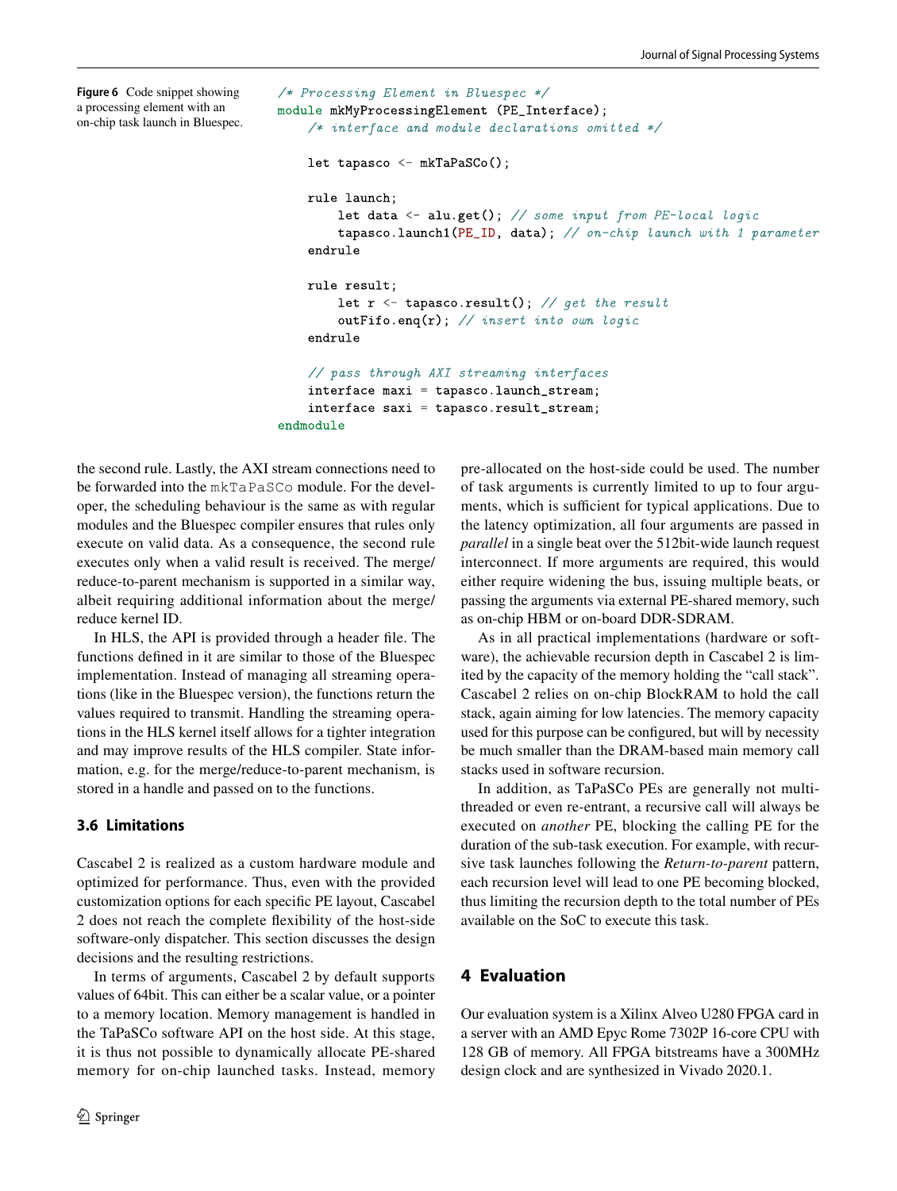**Figure 6** Code snippet showing a processing element with an on-chip task launch in Bluespec.

```
/* Processing Element in Bluespec */
module mkMyProcessingElement (PE_Interface);
    /* interface and module declarations omitted */

    let tapasco <- mkTaPaSCo();

    rule launch;
        let data <- alu.get(); // some input from PE-local logic
        tapasco.launch1(PE_ID, data); // on-chip launch with 1 parameter
    endrule

    rule result;
        let r <- tapasco.result(); // get the result
        outFifo.enq(r); // insert into own logic
    endrule

    // pass through AXI streaming interfaces
    interface maxi = tapasco.launch_stream;
    interface saxi = tapasco.result_stream;
endmodule
```

the second rule. Lastly, the AXI stream connections need to be forwarded into the `mkTaPaSCo` module. For the developer, the scheduling behaviour is the same as with regular modules and the Bluespec compiler ensures that rules only execute on valid data. As a consequence, the second rule executes only when a valid result is received. The merge/reduce-to-parent mechanism is supported in a similar way, albeit requiring additional information about the merge/reduce kernel ID.

In HLS, the API is provided through a header file. The functions defined in it are similar to those of the Bluespec implementation. Instead of managing all streaming operations (like in the Bluespec version), the functions return the values required to transmit. Handling the streaming operations in the HLS kernel itself allows for a tighter integration and may improve results of the HLS compiler. State information, e.g. for the merge/reduce-to-parent mechanism, is stored in a handle and passed on to the functions.

### 3.6 Limitations

Cascabel 2 is realized as a custom hardware module and optimized for performance. Thus, even with the provided customization options for each specific PE layout, Cascabel 2 does not reach the complete flexibility of the host-side software-only dispatcher. This section discusses the design decisions and the resulting restrictions.

In terms of arguments, Cascabel 2 by default supports values of 64bit. This can either be a scalar value, or a pointer to a memory location. Memory management is handled in the TaPaSCo software API on the host side. At this stage, it is thus not possible to dynamically allocate PE-shared memory for on-chip launched tasks. Instead, memory pre-allocated on the host-side could be used. The number of task arguments is currently limited to up to four arguments, which is sufficient for typical applications. Due to the latency optimization, all four arguments are passed in *parallel* in a single beat over the 512bit-wide launch request interconnect. If more arguments are required, this would either require widening the bus, issuing multiple beats, or passing the arguments via external PE-shared memory, such as on-chip HBM or on-board DDR-SDRAM.

As in all practical implementations (hardware or software), the achievable recursion depth in Cascabel 2 is limited by the capacity of the memory holding the "call stack". Cascabel 2 relies on on-chip BlockRAM to hold the call stack, again aiming for low latencies. The memory capacity used for this purpose can be configured, but will by necessity be much smaller than the DRAM-based main memory call stacks used in software recursion.

In addition, as TaPaSCo PEs are generally not multi-threaded or even re-entrant, a recursive call will always be executed on *another* PE, blocking the calling PE for the duration of the sub-task execution. For example, with recursive task launches following the *Return-to-parent* pattern, each recursion level will lead to one PE becoming blocked, thus limiting the recursion depth to the total number of PEs available on the SoC to execute this task.

## 4 Evaluation

Our evaluation system is a Xilinx Alveo U280 FPGA card in a server with an AMD Epyc Rome 7302P 16-core CPU with 128 GB of memory. All FPGA bitstreams have a 300MHz design clock and are synthesized in Vivado 2020.1.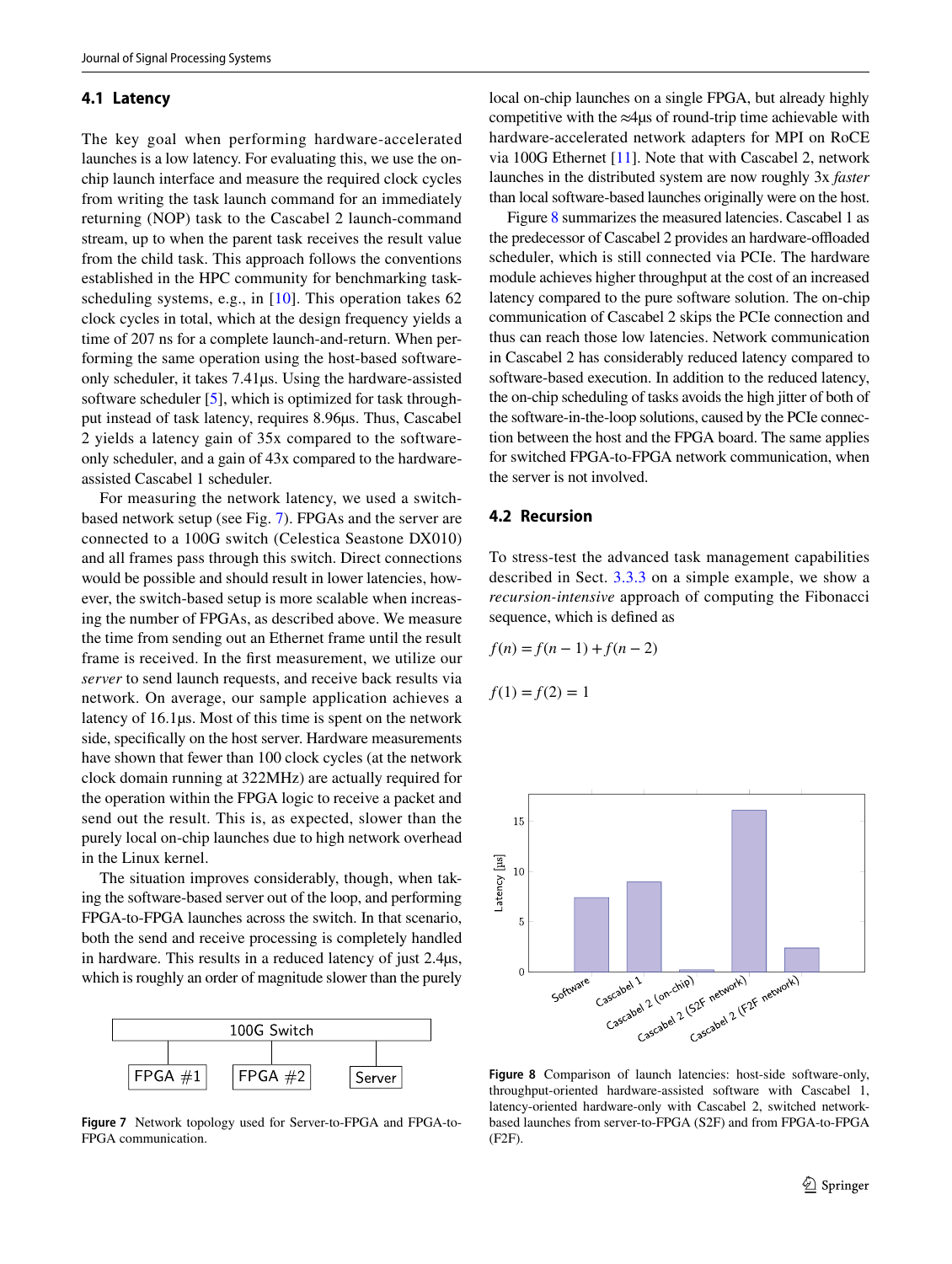### 4.1 Latency

The key goal when performing hardware-accelerated launches is a low latency. For evaluating this, we use the on-chip launch interface and measure the required clock cycles from writing the task launch command for an immediately returning (NOP) task to the Cascabel 2 launch-command stream, up to when the parent task receives the result value from the child task. This approach follows the conventions established in the HPC community for benchmarking task-scheduling systems, e.g., in [10]. This operation takes 62 clock cycles in total, which at the design frequency yields a time of 207 ns for a complete launch-and-return. When performing the same operation using the host-based software-only scheduler, it takes 7.41µs. Using the hardware-assisted software scheduler [5], which is optimized for task throughput instead of task latency, requires 8.96µs. Thus, Cascabel 2 yields a latency gain of 35x compared to the software-only scheduler, and a gain of 43x compared to the hardware-assisted Cascabel 1 scheduler.

For measuring the network latency, we used a switch-based network setup (see Fig. 7). FPGAs and the server are connected to a 100G switch (Celestica Seastone DX010) and all frames pass through this switch. Direct connections would be possible and should result in lower latencies, however, the switch-based setup is more scalable when increasing the number of FPGAs, as described above. We measure the time from sending out an Ethernet frame until the result frame is received. In the first measurement, we utilize our *server* to send launch requests, and receive back results via network. On average, our sample application achieves a latency of 16.1µs. Most of this time is spent on the network side, specifically on the host server. Hardware measurements have shown that fewer than 100 clock cycles (at the network clock domain running at 322MHz) are actually required for the operation within the FPGA logic to receive a packet and send out the result. This is, as expected, slower than the purely local on-chip launches due to high network overhead in the Linux kernel.

The situation improves considerably, though, when taking the software-based server out of the loop, and performing FPGA-to-FPGA launches across the switch. In that scenario, both the send and receive processing is completely handled in hardware. This results in a reduced latency of just 2.4µs, which is roughly an order of magnitude slower than the purely local on-chip launches on a single FPGA, but already highly competitive with the ≈4µs of round-trip time achievable with hardware-accelerated network adapters for MPI on RoCE via 100G Ethernet [11]. Note that with Cascabel 2, network launches in the distributed system are now roughly 3x *faster* than local software-based launches originally were on the host.

Figure 7 Network topology used for Server-to-FPGA and FPGA-to-FPGA communication.

Figure 8 summarizes the measured latencies. Cascabel 1 as the predecessor of Cascabel 2 provides an hardware-offloaded scheduler, which is still connected via PCIe. The hardware module achieves higher throughput at the cost of an increased latency compared to the pure software solution. The on-chip communication of Cascabel 2 skips the PCIe connection and thus can reach those low latencies. Network communication in Cascabel 2 has considerably reduced latency compared to software-based execution. In addition to the reduced latency, the on-chip scheduling of tasks avoids the high jitter of both of the software-in-the-loop solutions, caused by the PCIe connection between the host and the FPGA board. The same applies for switched FPGA-to-FPGA network communication, when the server is not involved.

### 4.2 Recursion

To stress-test the advanced task management capabilities described in Sect. 3.3.3 on a simple example, we show a *recursion-intensive* approach of computing the Fibonacci sequence, which is defined as

$$f(n) = f(n-1) + f(n-2)$$

$$f(1) = f(2) = 1$$

Figure 8 Comparison of launch latencies: host-side software-only, throughput-oriented hardware-assisted software with Cascabel 1, latency-oriented hardware-only with Cascabel 2, switched network-based launches from server-to-FPGA (S2F) and from FPGA-to-FPGA (F2F).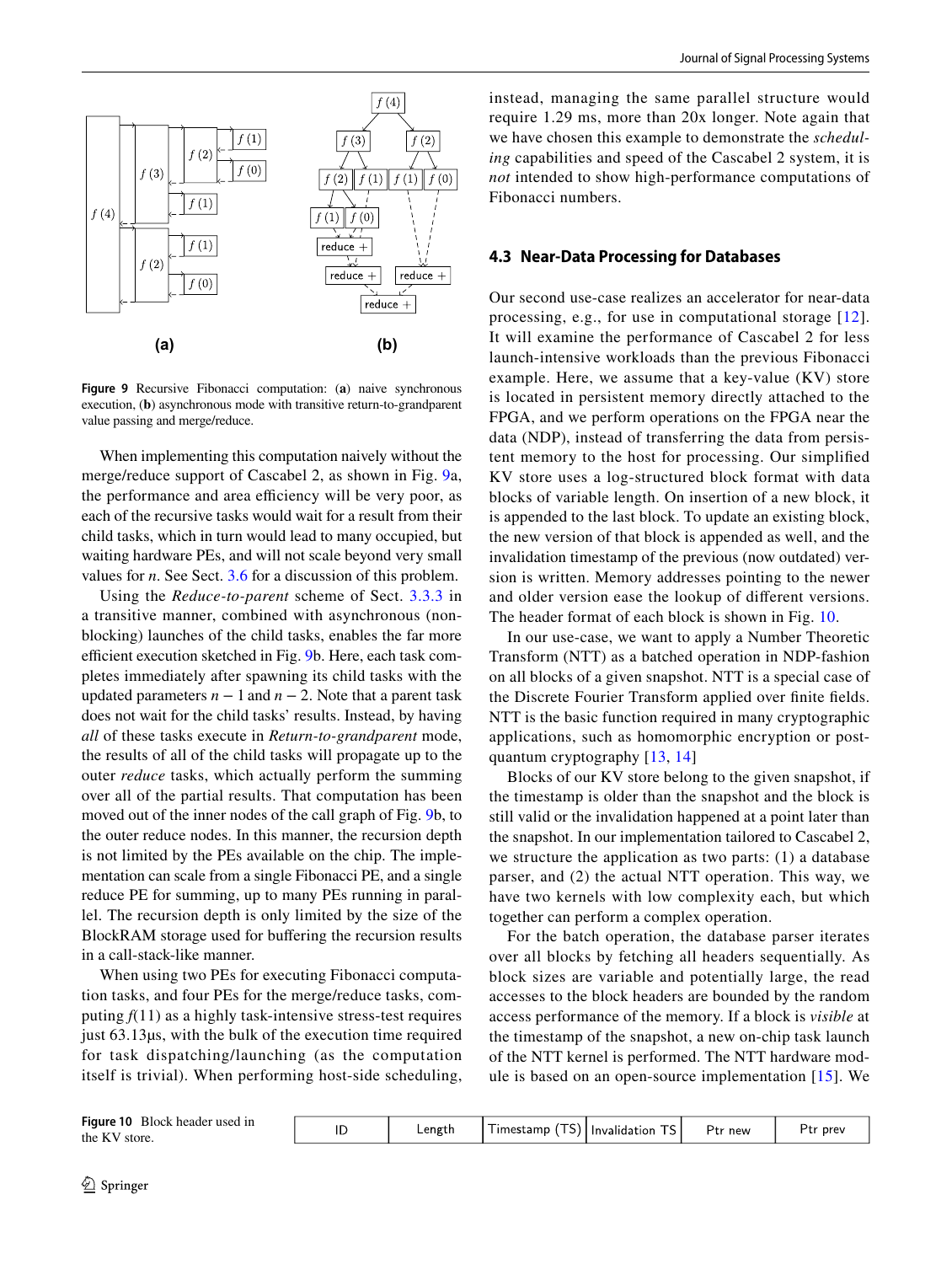Figure 9 Recursive Fibonacci computation: (**a**) naive synchronous execution, (**b**) asynchronous mode with transitive return-to-grandparent value passing and merge/reduce.

When implementing this computation naively without the merge/reduce support of Cascabel 2, as shown in Fig. 9a, the performance and area efficiency will be very poor, as each of the recursive tasks would wait for a result from their child tasks, which in turn would lead to many occupied, but waiting hardware PEs, and will not scale beyond very small values for $n$. See Sect. 3.6 for a discussion of this problem.

Using the *Reduce-to-parent* scheme of Sect. 3.3.3 in a transitive manner, combined with asynchronous (non-blocking) launches of the child tasks, enables the far more efficient execution sketched in Fig. 9b. Here, each task completes immediately after spawning its child tasks with the updated parameters $n-1$ and $n-2$. Note that a parent task does not wait for the child tasks' results. Instead, by having *all* of these tasks execute in *Return-to-grandparent* mode, the results of all of the child tasks will propagate up to the outer *reduce* tasks, which actually perform the summing over all of the partial results. That computation has been moved out of the inner nodes of the call graph of Fig. 9b, to the outer reduce nodes. In this manner, the recursion depth is not limited by the PEs available on the chip. The implementation can scale from a single Fibonacci PE, and a single reduce PE for summing, up to many PEs running in parallel. The recursion depth is only limited by the size of the BlockRAM storage used for buffering the recursion results in a call-stack-like manner.

When using two PEs for executing Fibonacci computation tasks, and four PEs for the merge/reduce tasks, computing $f(11)$ as a highly task-intensive stress-test requires just 63.13µs, with the bulk of the execution time required for task dispatching/launching (as the computation itself is trivial). When performing host-side scheduling, instead, managing the same parallel structure would require 1.29 ms, more than 20x longer. Note again that we have chosen this example to demonstrate the *scheduling* capabilities and speed of the Cascabel 2 system, it is *not* intended to show high-performance computations of Fibonacci numbers.

### 4.3 Near-Data Processing for Databases

Our second use-case realizes an accelerator for near-data processing, e.g., for use in computational storage [12]. It will examine the performance of Cascabel 2 for less launch-intensive workloads than the previous Fibonacci example. Here, we assume that a key-value (KV) store is located in persistent memory directly attached to the FPGA, and we perform operations on the FPGA near the data (NDP), instead of transferring the data from persistent memory to the host for processing. Our simplified KV store uses a log-structured block format with data blocks of variable length. On insertion of a new block, it is appended to the last block. To update an existing block, the new version of that block is appended as well, and the invalidation timestamp of the previous (now outdated) version is written. Memory addresses pointing to the newer and older version ease the lookup of different versions. The header format of each block is shown in Fig. 10.

In our use-case, we want to apply a Number Theoretic Transform (NTT) as a batched operation in NDP-fashion on all blocks of a given snapshot. NTT is a special case of the Discrete Fourier Transform applied over finite fields. NTT is the basic function required in many cryptographic applications, such as homomorphic encryption or post-quantum cryptography [13, 14]

Blocks of our KV store belong to the given snapshot, if the timestamp is older than the snapshot and the block is still valid or the invalidation happened at a point later than the snapshot. In our implementation tailored to Cascabel 2, we structure the application as two parts: (1) a database parser, and (2) the actual NTT operation. This way, we have two kernels with low complexity each, but which together can perform a complex operation.

For the batch operation, the database parser iterates over all blocks by fetching all headers sequentially. As block sizes are variable and potentially large, the read accesses to the block headers are bounded by the random access performance of the memory. If a block is *visible* at the timestamp of the snapshot, a new on-chip task launch of the NTT kernel is performed. The NTT hardware module is based on an open-source implementation [15]. We

| ID | Length | Timestamp (TS) | Invalidation TS | Ptr new | Ptr prev |
|---|---|---|---|---|---|

Figure 10 Block header used in the KV store.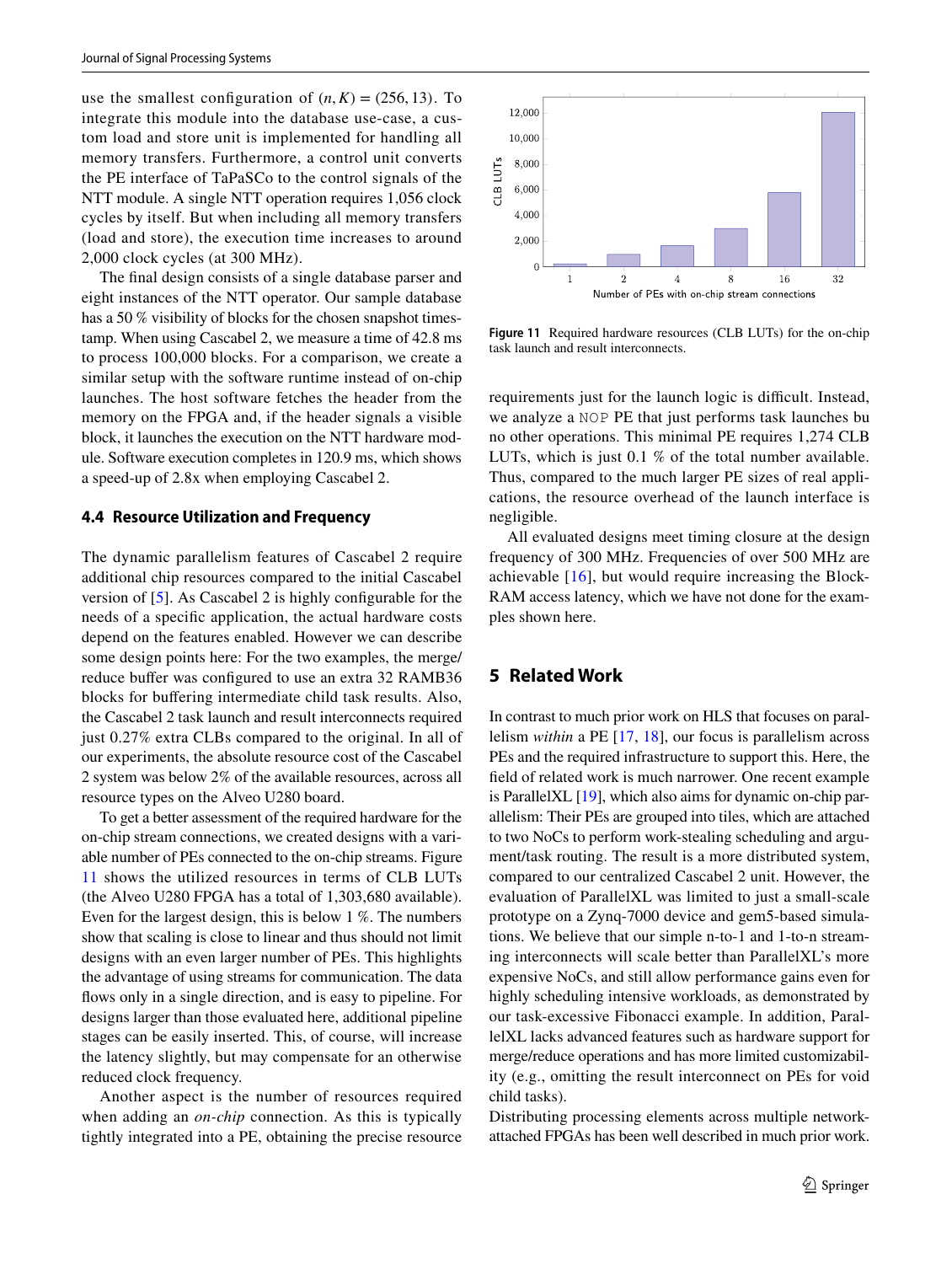use the smallest configuration of $(n, K) = (256, 13)$. To integrate this module into the database use-case, a custom load and store unit is implemented for handling all memory transfers. Furthermore, a control unit converts the PE interface of TaPaSCo to the control signals of the NTT module. A single NTT operation requires 1,056 clock cycles by itself. But when including all memory transfers (load and store), the execution time increases to around 2,000 clock cycles (at 300 MHz).

The final design consists of a single database parser and eight instances of the NTT operator. Our sample database has a 50 % visibility of blocks for the chosen snapshot timestamp. When using Cascabel 2, we measure a time of 42.8 ms to process 100,000 blocks. For a comparison, we create a similar setup with the software runtime instead of on-chip launches. The host software fetches the header from the memory on the FPGA and, if the header signals a visible block, it launches the execution on the NTT hardware module. Software execution completes in 120.9 ms, which shows a speed-up of 2.8x when employing Cascabel 2.

### 4.4 Resource Utilization and Frequency

The dynamic parallelism features of Cascabel 2 require additional chip resources compared to the initial Cascabel version of [5]. As Cascabel 2 is highly configurable for the needs of a specific application, the actual hardware costs depend on the features enabled. However we can describe some design points here: For the two examples, the merge/reduce buffer was configured to use an extra 32 RAMB36 blocks for buffering intermediate child task results. Also, the Cascabel 2 task launch and result interconnects required just 0.27% extra CLBs compared to the original. In all of our experiments, the absolute resource cost of the Cascabel 2 system was below 2% of the available resources, across all resource types on the Alveo U280 board.

To get a better assessment of the required hardware for the on-chip stream connections, we created designs with a variable number of PEs connected to the on-chip streams. Figure 11 shows the utilized resources in terms of CLB LUTs (the Alveo U280 FPGA has a total of 1,303,680 available). Even for the largest design, this is below 1 %. The numbers show that scaling is close to linear and thus should not limit designs with an even larger number of PEs. This highlights the advantage of using streams for communication. The data flows only in a single direction, and is easy to pipeline. For designs larger than those evaluated here, additional pipeline stages can be easily inserted. This, of course, will increase the latency slightly, but may compensate for an otherwise reduced clock frequency.

Another aspect is the number of resources required when adding an *on-chip* connection. As this is typically tightly integrated into a PE, obtaining the precise resource

Figure 11 Required hardware resources (CLB LUTs) for the on-chip task launch and result interconnects.

requirements just for the launch logic is difficult. Instead, we analyze a `NOP` PE that just performs task launches bu no other operations. This minimal PE requires 1,274 CLB LUTs, which is just 0.1 % of the total number available. Thus, compared to the much larger PE sizes of real applications, the resource overhead of the launch interface is negligible.

All evaluated designs meet timing closure at the design frequency of 300 MHz. Frequencies of over 500 MHz are achievable [16], but would require increasing the BlockRAM access latency, which we have not done for the examples shown here.

## 5 Related Work

In contrast to much prior work on HLS that focuses on parallelism *within* a PE [17, 18], our focus is parallelism across PEs and the required infrastructure to support this. Here, the field of related work is much narrower. One recent example is ParallelXL [19], which also aims for dynamic on-chip parallelism: Their PEs are grouped into tiles, which are attached to two NoCs to perform work-stealing scheduling and argument/task routing. The result is a more distributed system, compared to our centralized Cascabel 2 unit. However, the evaluation of ParallelXL was limited to just a small-scale prototype on a Zynq-7000 device and gem5-based simulations. We believe that our simple n-to-1 and 1-to-n streaming interconnects will scale better than ParallelXL's more expensive NoCs, and still allow performance gains even for highly scheduling intensive workloads, as demonstrated by our task-excessive Fibonacci example. In addition, ParallelXL lacks advanced features such as hardware support for merge/reduce operations and has more limited customizability (e.g., omitting the result interconnect on PEs for void child tasks).

Distributing processing elements across multiple network-attached FPGAs has been well described in much prior work.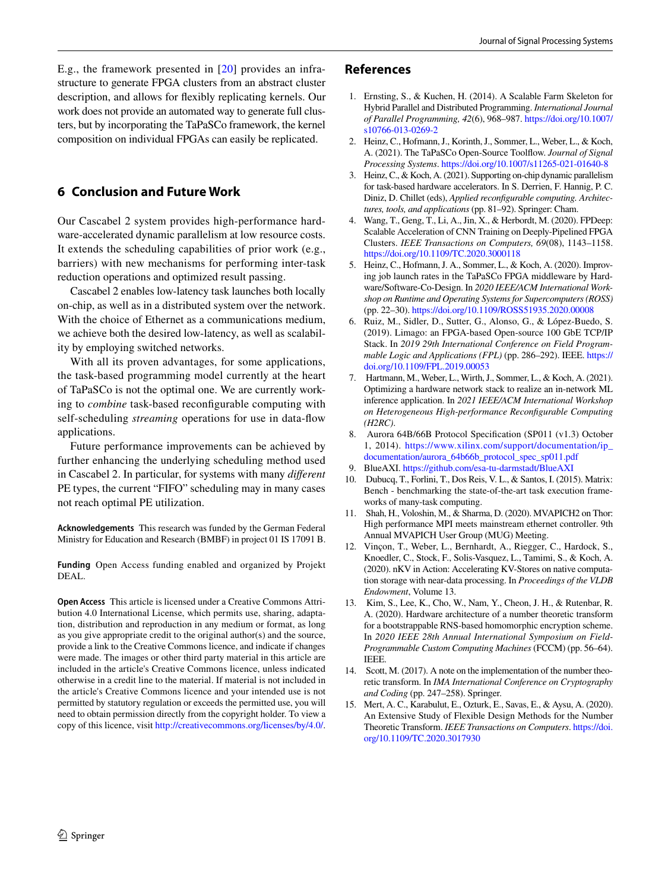E.g., the framework presented in [20] provides an infrastructure to generate FPGA clusters from an abstract cluster description, and allows for flexibly replicating kernels. Our work does not provide an automated way to generate full clusters, but by incorporating the TaPaSCo framework, the kernel composition on individual FPGAs can easily be replicated.

## 6 Conclusion and Future Work

Our Cascabel 2 system provides high-performance hardware-accelerated dynamic parallelism at low resource costs. It extends the scheduling capabilities of prior work (e.g., barriers) with new mechanisms for performing inter-task reduction operations and optimized result passing.

Cascabel 2 enables low-latency task launches both locally on-chip, as well as in a distributed system over the network. With the choice of Ethernet as a communications medium, we achieve both the desired low-latency, as well as scalability by employing switched networks.

With all its proven advantages, for some applications, the task-based programming model currently at the heart of TaPaSCo is not the optimal one. We are currently working to *combine* task-based reconfigurable computing with self-scheduling *streaming* operations for use in data-flow applications.

Future performance improvements can be achieved by further enhancing the underlying scheduling method used in Cascabel 2. In particular, for systems with many *different* PE types, the current "FIFO" scheduling may in many cases not reach optimal PE utilization.

**Acknowledgements** This research was funded by the German Federal Ministry for Education and Research (BMBF) in project 01 IS 17091 B.

**Funding** Open Access funding enabled and organized by Projekt DEAL.

**Open Access** This article is licensed under a Creative Commons Attribution 4.0 International License, which permits use, sharing, adaptation, distribution and reproduction in any medium or format, as long as you give appropriate credit to the original author(s) and the source, provide a link to the Creative Commons licence, and indicate if changes were made. The images or other third party material in this article are included in the article's Creative Commons licence, unless indicated otherwise in a credit line to the material. If material is not included in the article's Creative Commons licence and your intended use is not permitted by statutory regulation or exceeds the permitted use, you will need to obtain permission directly from the copyright holder. To view a copy of this licence, visit http://creativecommons.org/licenses/by/4.0/.

## References

1. Ernsting, S., & Kuchen, H. (2014). A Scalable Farm Skeleton for Hybrid Parallel and Distributed Programming. *International Journal of Parallel Programming, 42*(6), 968–987. https://doi.org/10.1007/s10766-013-0269-2
2. Heinz, C., Hofmann, J., Korinth, J., Sommer, L., Weber, L., & Koch, A. (2021). The TaPaSCo Open-Source Toolflow. *Journal of Signal Processing Systems*. https://doi.org/10.1007/s11265-021-01640-8
3. Heinz, C., & Koch, A. (2021). Supporting on-chip dynamic parallelism for task-based hardware accelerators. In S. Derrien, F. Hannig, P. C. Diniz, D. Chillet (eds), *Applied reconfigurable computing. Architectures, tools, and applications* (pp. 81–92). Springer: Cham.
4. Wang, T., Geng, T., Li, A., Jin, X., & Herbordt, M. (2020). FPDeep: Scalable Acceleration of CNN Training on Deeply-Pipelined FPGA Clusters. *IEEE Transactions on Computers, 69*(08), 1143–1158. https://doi.org/10.1109/TC.2020.3000118
5. Heinz, C., Hofmann, J. A., Sommer, L., & Koch, A. (2020). Improving job launch rates in the TaPaSCo FPGA middleware by Hardware/Software-Co-Design. In *2020 IEEE/ACM International Workshop on Runtime and Operating Systems for Supercomputers (ROSS)* (pp. 22–30). https://doi.org/10.1109/ROSS51935.2020.00008
6. Ruiz, M., Sidler, D., Sutter, G., Alonso, G., & López-Buedo, S. (2019). Limago: an FPGA-based Open-source 100 GbE TCP/IP Stack. In *2019 29th International Conference on Field Programmable Logic and Applications (FPL)* (pp. 286–292). IEEE. https://doi.org/10.1109/FPL.2019.00053
7. Hartmann, M., Weber, L., Wirth, J., Sommer, L., & Koch, A. (2021). Optimizing a hardware network stack to realize an in-network ML inference application. In *2021 IEEE/ACM International Workshop on Heterogeneous High-performance Reconfigurable Computing (H2RC)*.
8. Aurora 64B/66B Protocol Specification (SP011 (v1.3) October 1, 2014). https://www.xilinx.com/support/documentation/ip_documentation/aurora_64b66b_protocol_spec_sp011.pdf
9. BlueAXI. https://github.com/esa-tu-darmstadt/BlueAXI
10. Dubucq, T., Forlini, T., Dos Reis, V. L., & Santos, I. (2015). Matrix: Bench - benchmarking the state-of-the-art task execution frameworks of many-task computing.
11. Shah, H., Voloshin, M., & Sharma, D. (2020). MVAPICH2 on Thor: High performance MPI meets mainstream ethernet controller. 9th Annual MVAPICH User Group (MUG) Meeting.
12. Vinçon, T., Weber, L., Bernhardt, A., Riegger, C., Hardock, S., Knoedler, C., Stock, F., Solis-Vasquez, L., Tamimi, S., & Koch, A. (2020). nKV in Action: Accelerating KV-Stores on native computation storage with near-data processing. In *Proceedings of the VLDB Endowment*, Volume 13.
13. Kim, S., Lee, K., Cho, W., Nam, Y., Cheon, J. H., & Rutenbar, R. A. (2020). Hardware architecture of a number theoretic transform for a bootstrappable RNS-based homomorphic encryption scheme. In *2020 IEEE 28th Annual International Symposium on Field-Programmable Custom Computing Machines* (FCCM) (pp. 56–64). IEEE.
14. Scott, M. (2017). A note on the implementation of the number theoretic transform. In *IMA International Conference on Cryptography and Coding* (pp. 247–258). Springer.
15. Mert, A. C., Karabulut, E., Ozturk, E., Savas, E., & Aysu, A. (2020). An Extensive Study of Flexible Design Methods for the Number Theoretic Transform. *IEEE Transactions on Computers*. https://doi.org/10.1109/TC.2020.3017930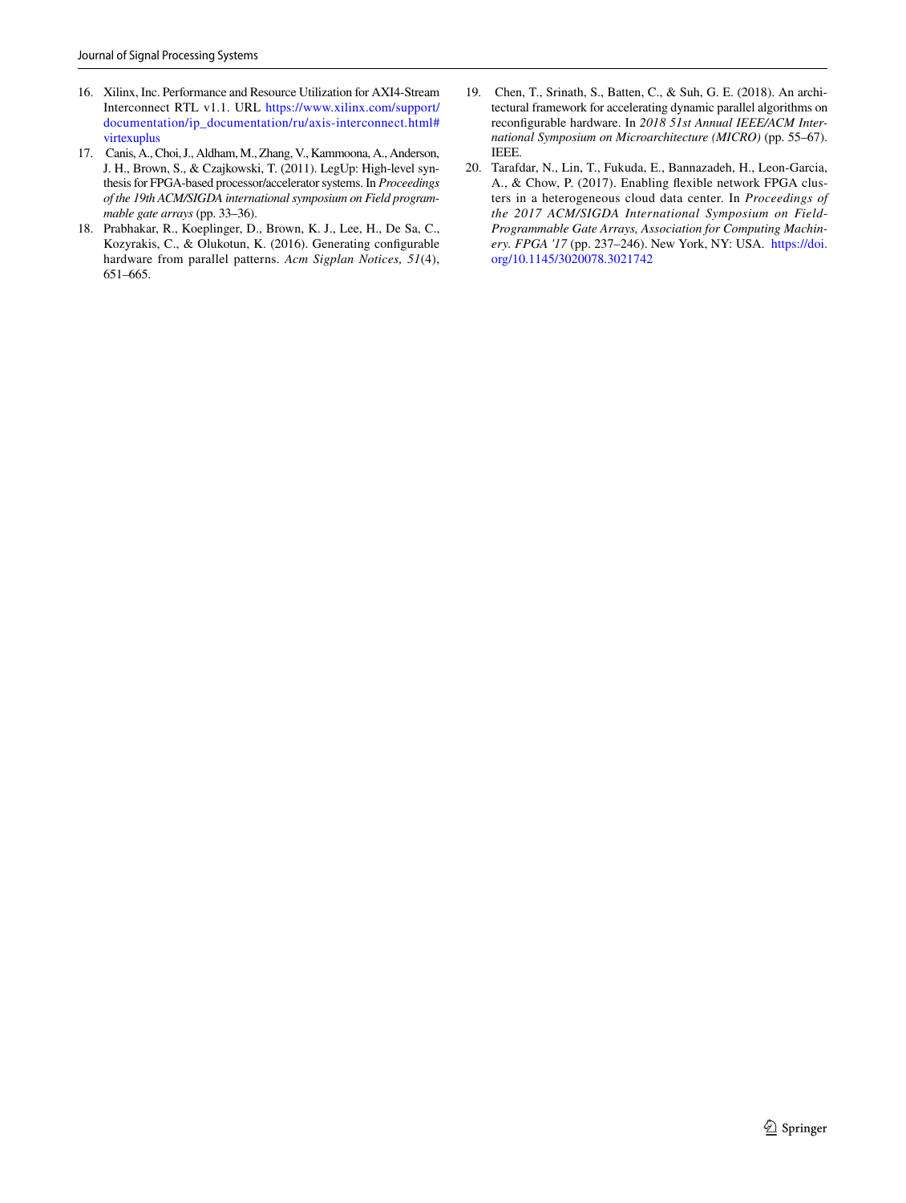16. Xilinx, Inc. Performance and Resource Utilization for AXI4-Stream Interconnect RTL v1.1. URL https://www.xilinx.com/support/documentation/ip_documentation/ru/axis-interconnect.html#virtexuplus
17. Canis, A., Choi, J., Aldham, M., Zhang, V., Kammoona, A., Anderson, J. H., Brown, S., & Czajkowski, T. (2011). LegUp: High-level synthesis for FPGA-based processor/accelerator systems. In *Proceedings of the 19th ACM/SIGDA international symposium on Field programmable gate arrays* (pp. 33–36).
18. Prabhakar, R., Koeplinger, D., Brown, K. J., Lee, H., De Sa, C., Kozyrakis, C., & Olukotun, K. (2016). Generating configurable hardware from parallel patterns. *Acm Sigplan Notices, 51*(4), 651–665.
19. Chen, T., Srinath, S., Batten, C., & Suh, G. E. (2018). An architectural framework for accelerating dynamic parallel algorithms on reconfigurable hardware. In *2018 51st Annual IEEE/ACM International Symposium on Microarchitecture (MICRO)* (pp. 55–67). IEEE.
20. Tarafdar, N., Lin, T., Fukuda, E., Bannazadeh, H., Leon-Garcia, A., & Chow, P. (2017). Enabling flexible network FPGA clusters in a heterogeneous cloud data center. In *Proceedings of the 2017 ACM/SIGDA International Symposium on Field-Programmable Gate Arrays, Association for Computing Machinery. FPGA '17* (pp. 237–246). New York, NY: USA. https://doi.org/10.1145/3020078.3021742